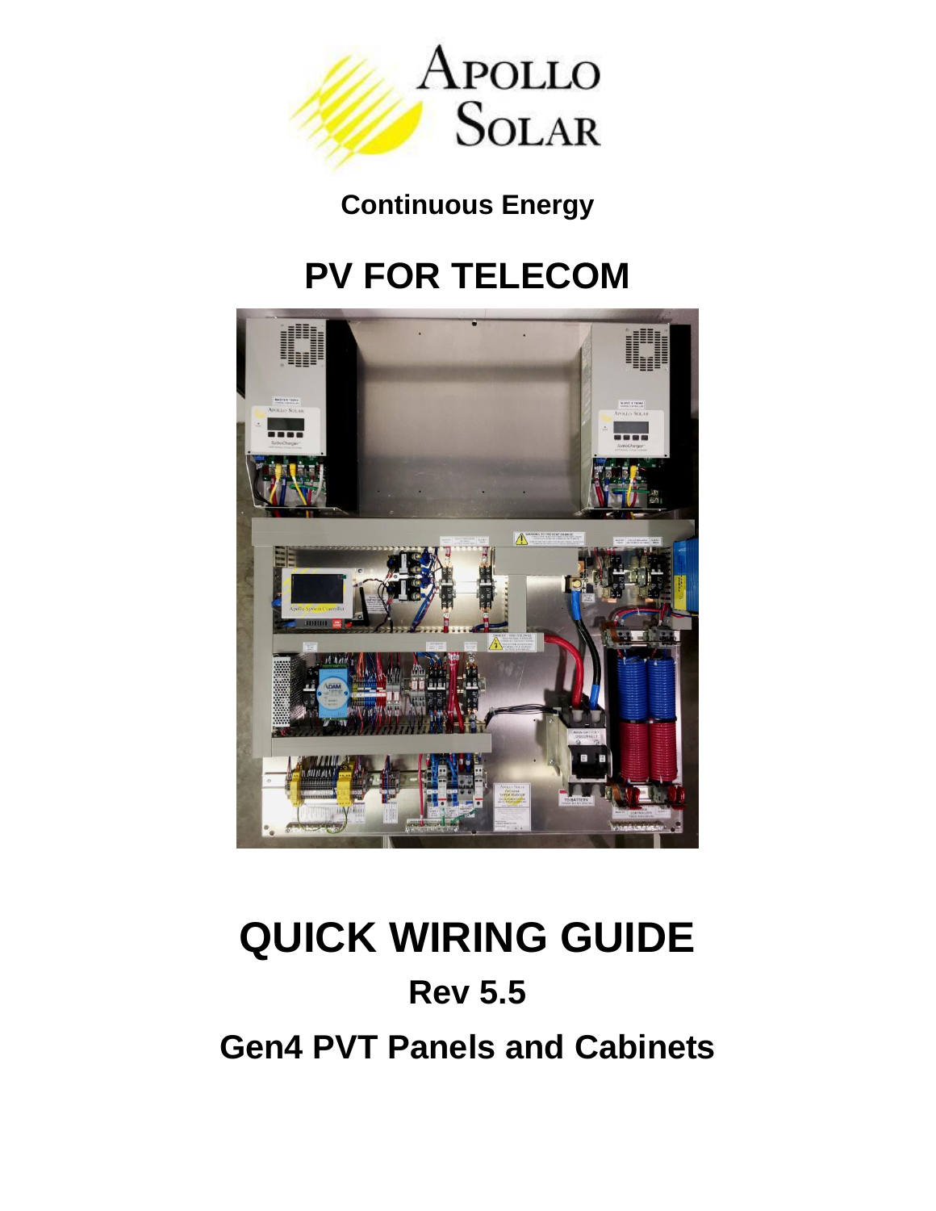APOLLO SOLAR

**Continuous Energy**

# PV FOR TELECOM

# QUICK WIRING GUIDE

## Rev 5.5

## Gen4 PVT Panels and Cabinets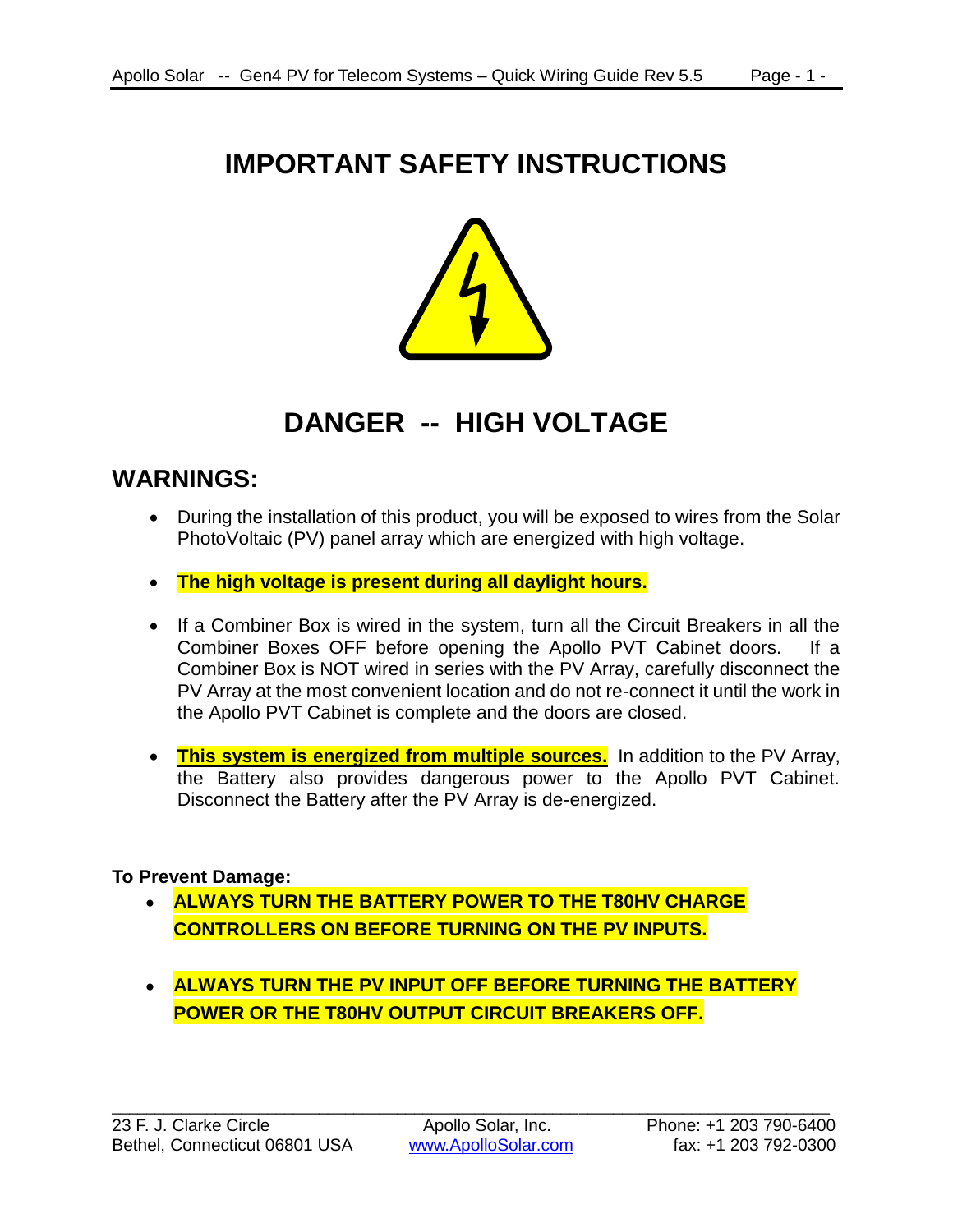# IMPORTANT SAFETY INSTRUCTIONS

## DANGER -- HIGH VOLTAGE

## WARNINGS:

- During the installation of this product, you will be exposed to wires from the Solar PhotoVoltaic (PV) panel array which are energized with high voltage.
- **The high voltage is present during all daylight hours.**
- If a Combiner Box is wired in the system, turn all the Circuit Breakers in all the Combiner Boxes OFF before opening the Apollo PVT Cabinet doors. If a Combiner Box is NOT wired in series with the PV Array, carefully disconnect the PV Array at the most convenient location and do not re-connect it until the work in the Apollo PVT Cabinet is complete and the doors are closed.
- **This system is energized from multiple sources.** In addition to the PV Array, the Battery also provides dangerous power to the Apollo PVT Cabinet. Disconnect the Battery after the PV Array is de-energized.

**To Prevent Damage:**

- **ALWAYS TURN THE BATTERY POWER TO THE T80HV CHARGE CONTROLLERS ON BEFORE TURNING ON THE PV INPUTS.**
- **ALWAYS TURN THE PV INPUT OFF BEFORE TURNING THE BATTERY POWER OR THE T80HV OUTPUT CIRCUIT BREAKERS OFF.**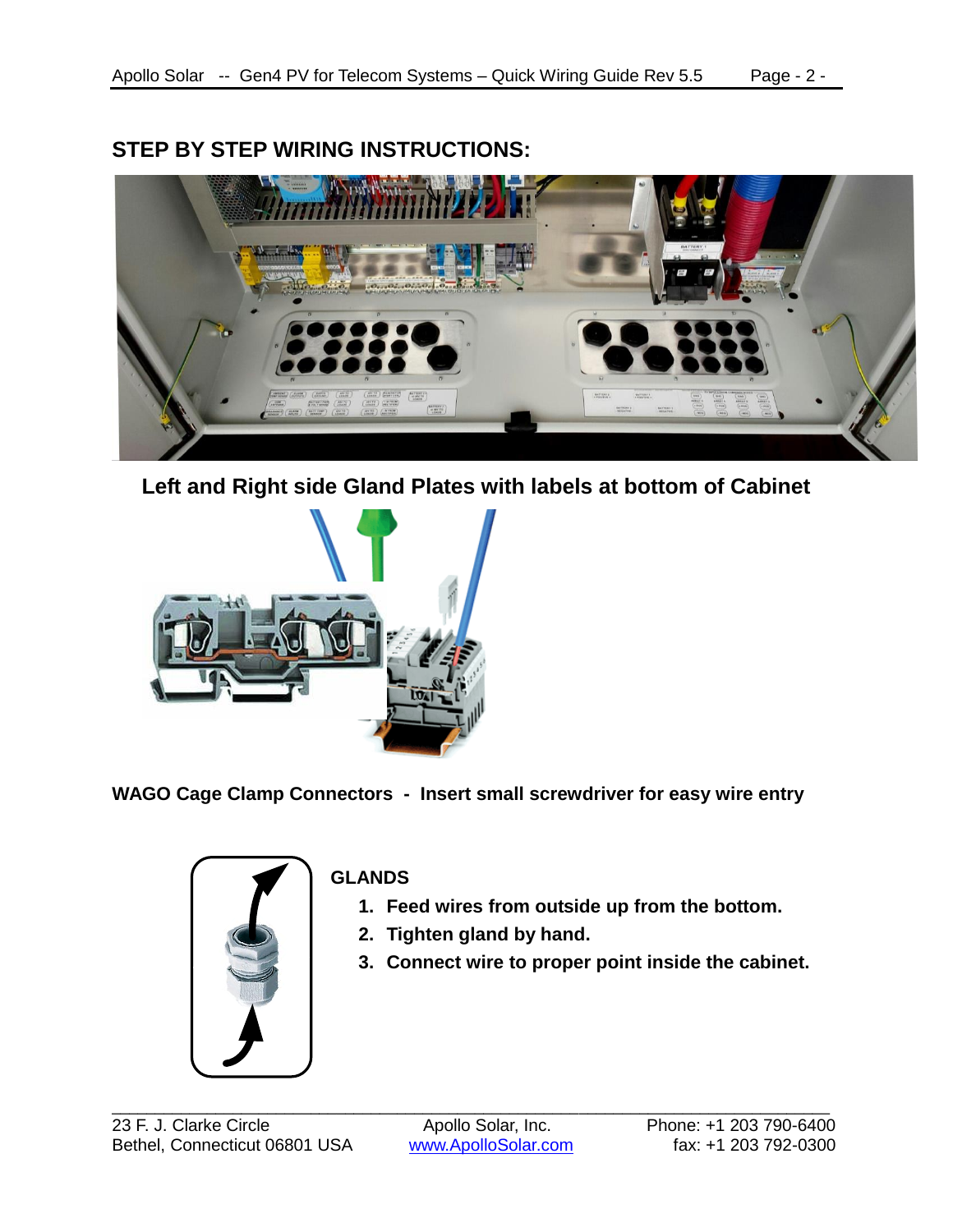## STEP BY STEP WIRING INSTRUCTIONS:

**Left and Right side Gland Plates with labels at bottom of Cabinet**

**WAGO Cage Clamp Connectors - Insert small screwdriver for easy wire entry**

**GLANDS**

1. **Feed wires from outside up from the bottom.**
2. **Tighten gland by hand.**
3. **Connect wire to proper point inside the cabinet.**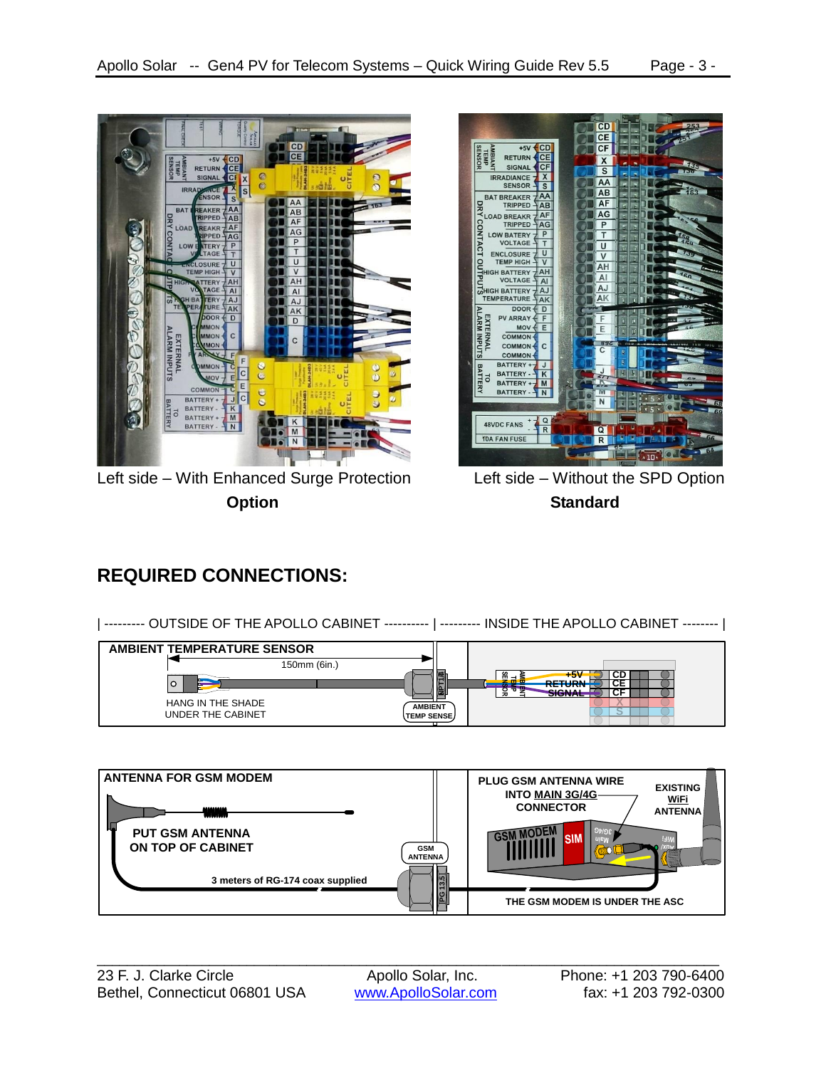Left side – With Enhanced Surge Protection **Option**

Left side – Without the SPD Option **Standard**

## REQUIRED CONNECTIONS:

| --------- OUTSIDE OF THE APOLLO CABINET ---------- | --------- INSIDE THE APOLLO CABINET -------- |

**AMBIENT TEMPERATURE SENSOR**

150mm (6in.)

HANG IN THE SHADE UNDER THE CABINET

AMBIENT TEMP SENSE

NPT1/8

AMBIENT TEMP SENSOR

+5V – CD

RETURN – CE

SIGNAL – CF

X

S

**ANTENNA FOR GSM MODEM**

**PUT GSM ANTENNA ON TOP OF CABINET**

**3 meters of RG-174 coax supplied**

GSM ANTENNA

PG 13.5

**PLUG GSM ANTENNA WIRE INTO MAIN 3G/4G CONNECTOR**

**EXISTING WiFi ANTENNA**

GSM MODEM

SIM

**THE GSM MODEM IS UNDER THE ASC**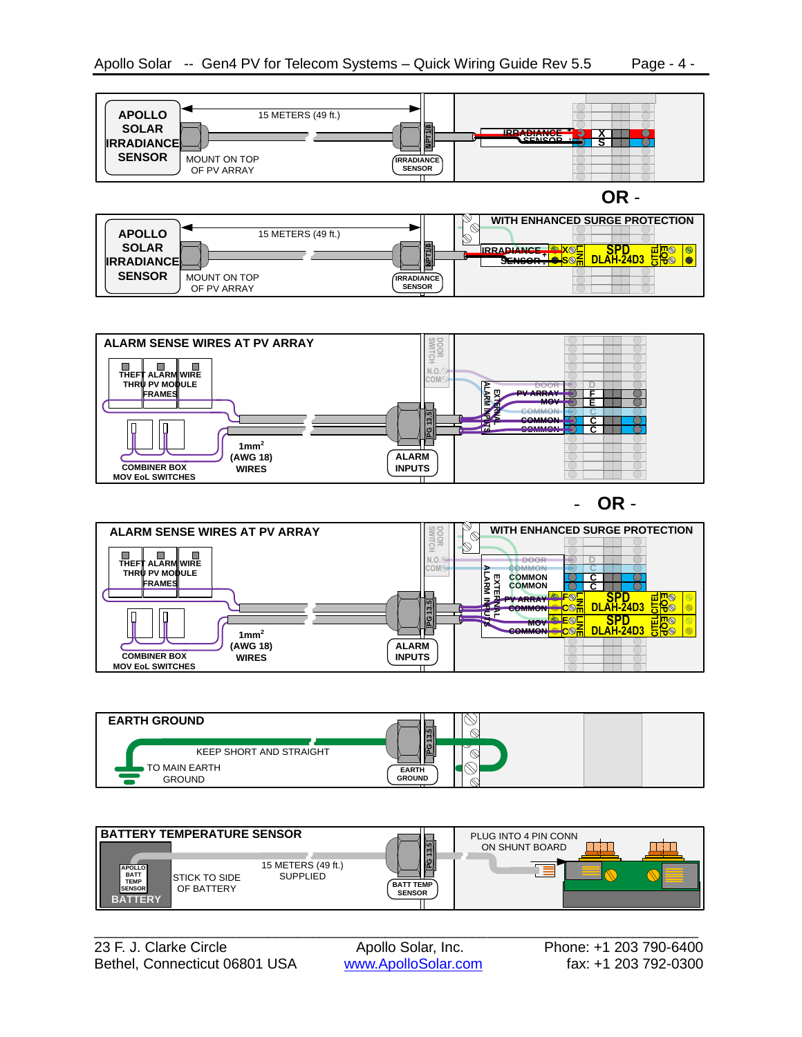**APOLLO SOLAR IRRADIANCE SENSOR**

15 METERS (49 ft.)

MOUNT ON TOP OF PV ARRAY

NPT1/4

IRRADIANCE SENSOR

IRRADIANCE SENSOR + -

X S

**OR** -

**APOLLO SOLAR IRRADIANCE SENSOR**

15 METERS (49 ft.)

MOUNT ON TOP OF PV ARRAY

NPT1/4

IRRADIANCE SENSOR

**WITH ENHANCED SURGE PROTECTION**

IRRADIANCE SENSOR + -

X S LINE

SPD DLAH-24D3

CITEL EQP

**ALARM SENSE WIRES AT PV ARRAY**

THEFT ALARM WIRE THRU PV MODULE FRAMES

COMBINER BOX MOV EoL SWITCHES

1mm² (AWG 18) WIRES

PG 13.5

ALARM INPUTS

DOOR SWITCH N.O. COM

EXTERNAL ALARM INPUTS

DOOR, PV ARRAY, MOV, COMMON, COMMON, COMMON

D F E C C C

- **OR** -

**ALARM SENSE WIRES AT PV ARRAY**

THEFT ALARM WIRE THRU PV MODULE FRAMES

COMBINER BOX MOV EoL SWITCHES

1mm² (AWG 18) WIRES

PG 13.5

ALARM INPUTS

DOOR SWITCH N.O. COM

**WITH ENHANCED SURGE PROTECTION**

EXTERNAL ALARM INPUTS

DOOR, COMMON, COMMON, COMMON, PV ARRAY, COMMON, MOV, COMMON

D C C C

F C LINE SPD DLAH-24D3 CITEL EQP

E C LINE SPD DLAH-24D3 CITEL EQP

**EARTH GROUND**

KEEP SHORT AND STRAIGHT

TO MAIN EARTH GROUND

PG 13.5

EARTH GROUND

**BATTERY TEMPERATURE SENSOR**

APOLLO BATT TEMP SENSOR

BATTERY

STICK TO SIDE OF BATTERY

15 METERS (49 ft.) SUPPLIED

PG 13.5

BATT TEMP SENSOR

PLUG INTO 4 PIN CONN ON SHUNT BOARD

23 F. J. Clarke Circle
Bethel, Connecticut 06801 USA

Apollo Solar, Inc.
www.ApolloSolar.com

Phone: +1 203 790-6400
fax: +1 203 792-0300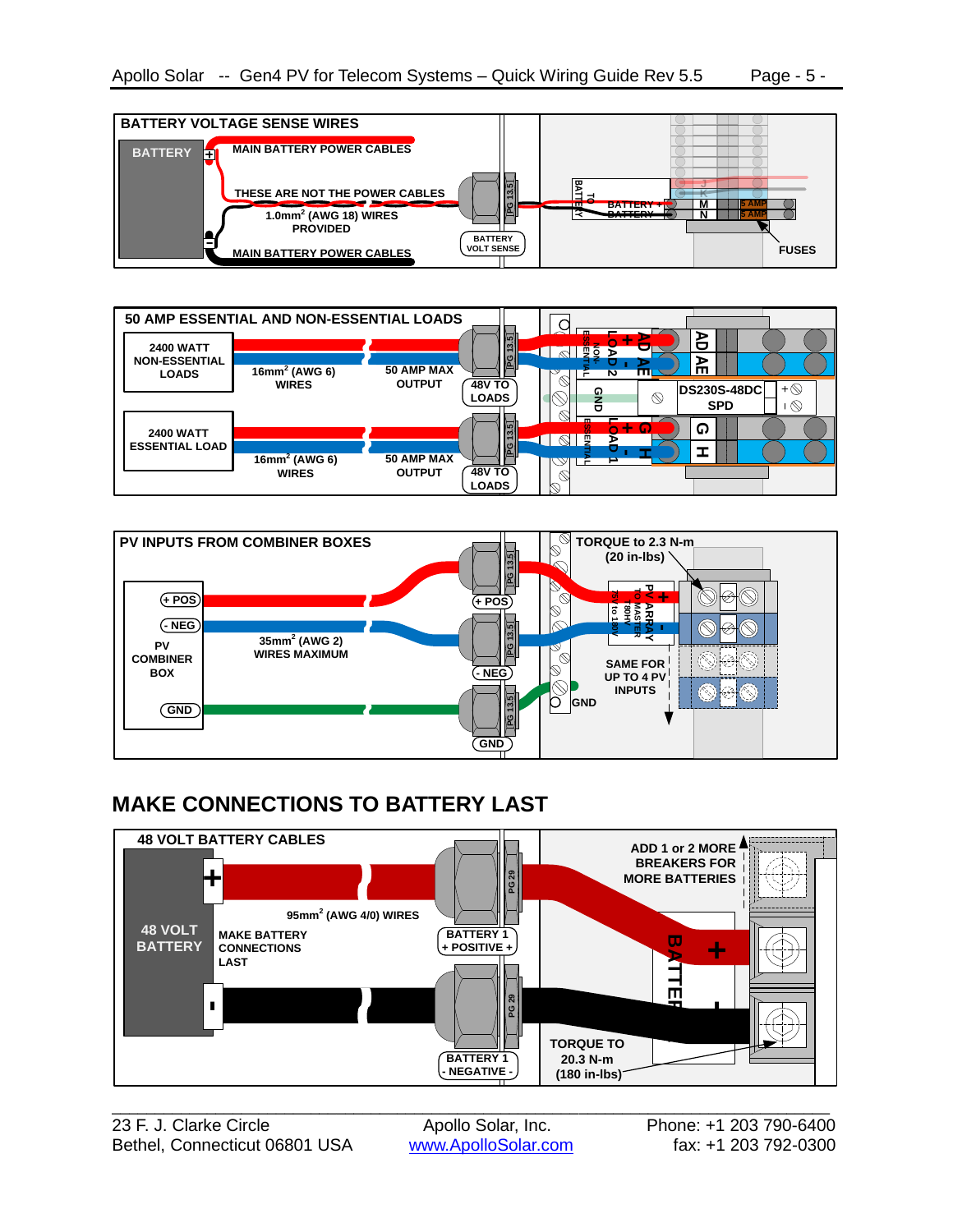## BATTERY VOLTAGE SENSE WIRES

BATTERY

MAIN BATTERY POWER CABLES

THESE ARE NOT THE POWER CABLES

1.0mm² (AWG 18) WIRES PROVIDED

MAIN BATTERY POWER CABLES

PG 13.5

BATTERY VOLT SENSE

TO BATTERY

BATTERY +

BATTERY -

J K M N

5 AMP

5 AMP

FUSES

## 50 AMP ESSENTIAL AND NON-ESSENTIAL LOADS

2400 WATT NON-ESSENTIAL LOADS

16mm² (AWG 6) WIRES

50 AMP MAX OUTPUT

PG 13.5

48V TO LOADS

NON-ESSENTIAL LOAD 2

AD AE

GND

DS230S-48DC SPD

2400 WATT ESSENTIAL LOAD

16mm² (AWG 6) WIRES

50 AMP MAX OUTPUT

PG 13.5

48V TO LOADS

ESSENTIAL LOAD 1

G H

## PV INPUTS FROM COMBINER BOXES

TORQUE to 2.3 N-m (20 in-lbs)

+ POS

- NEG

PV COMBINER BOX

GND

35mm² (AWG 2) WIRES MAXIMUM

PG 13.5

+ POS

- NEG

GND

PV ARRAY TO MASTER 75V to 180V

SAME FOR UP TO 4 PV INPUTS

GND

## MAKE CONNECTIONS TO BATTERY LAST

48 VOLT BATTERY CABLES

48 VOLT BATTERY

95mm² (AWG 4/0) WIRES

MAKE BATTERY CONNECTIONS LAST

PG 29

BATTERY 1 + POSITIVE +

BATTERY 1 - NEGATIVE -

ADD 1 or 2 MORE BREAKERS FOR MORE BATTERIES

BATTERY

TORQUE TO 20.3 N-m (180 in-lbs)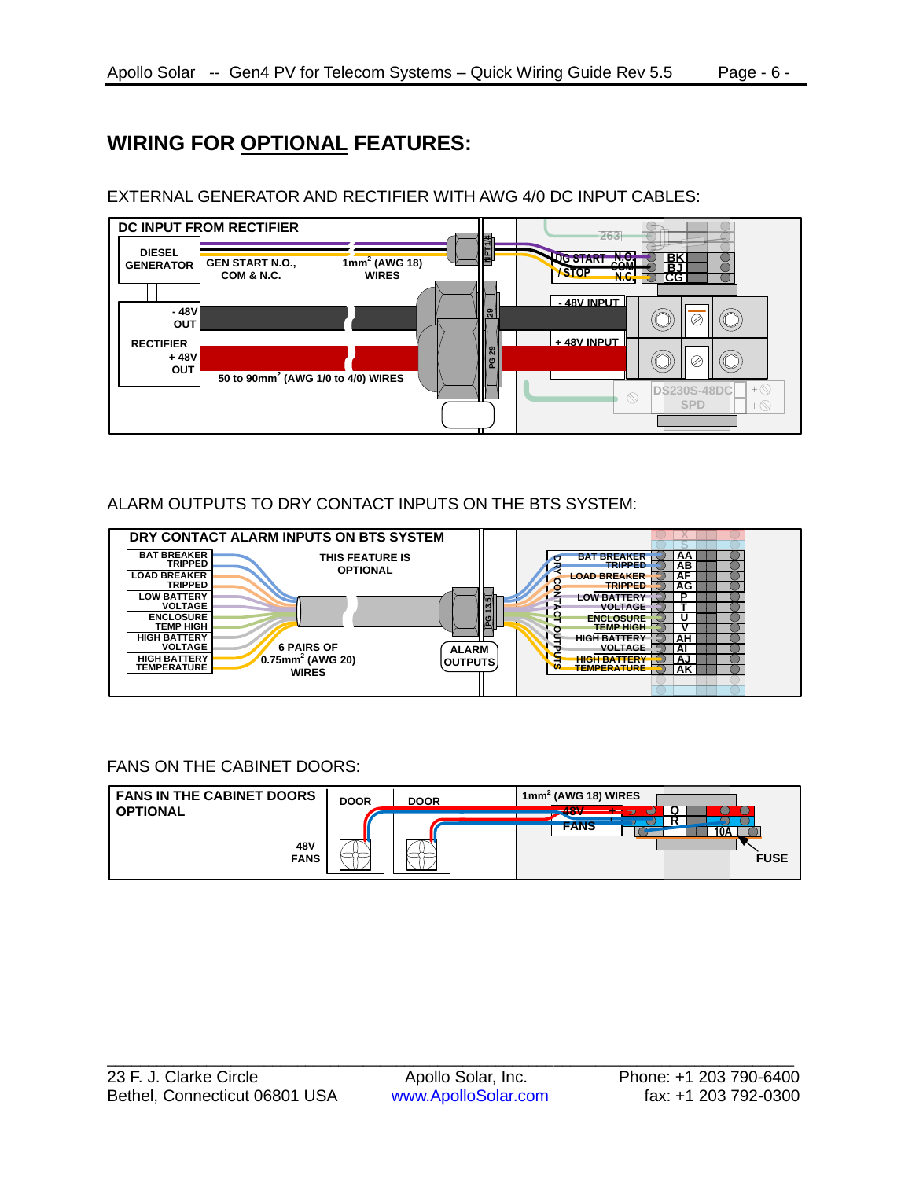## WIRING FOR OPTIONAL FEATURES:

EXTERNAL GENERATOR AND RECTIFIER WITH AWG 4/0 DC INPUT CABLES:

DC INPUT FROM RECTIFIER

DIESEL GENERATOR — GEN START N.O., COM & N.C. — 1mm² (AWG 18) WIRES

NPT1/4 — DG START / STOP — N.O. COM N.C. — BK BJ CG — 263

RECTIFIER — - 48V OUT — + 48V OUT — 50 to 90mm² (AWG 1/0 to 4/0) WIRES

PG 29 — - 48V INPUT — + 48V INPUT — DS230S-48DC SPD

ALARM OUTPUTS TO DRY CONTACT INPUTS ON THE BTS SYSTEM:

DRY CONTACT ALARM INPUTS ON BTS SYSTEM

THIS FEATURE IS OPTIONAL

6 PAIRS OF 0.75mm² (AWG 20) WIRES

PG 13.5 — ALARM OUTPUTS — DRY CONTACT OUTPUTS

| Alarm | Terminals |
|---|---|
| BAT BREAKER TRIPPED | AA, AB |
| LOAD BREAKER TRIPPED | AF, AG |
| LOW BATTERY VOLTAGE | P, T |
| ENCLOSURE TEMP HIGH | U, V |
| HIGH BATTERY VOLTAGE | AH, AI |
| HIGH BATTERY TEMPERATURE | AJ, AK |

FANS ON THE CABINET DOORS:

FANS IN THE CABINET DOORS OPTIONAL

48V FANS — DOOR — DOOR

1mm² (AWG 18) WIRES — 48V FANS + − — Q R — 10A FUSE

23 F. J. Clarke Circle
Bethel, Connecticut 06801 USA

Apollo Solar, Inc.
www.ApolloSolar.com

Phone: +1 203 790-6400
fax: +1 203 792-0300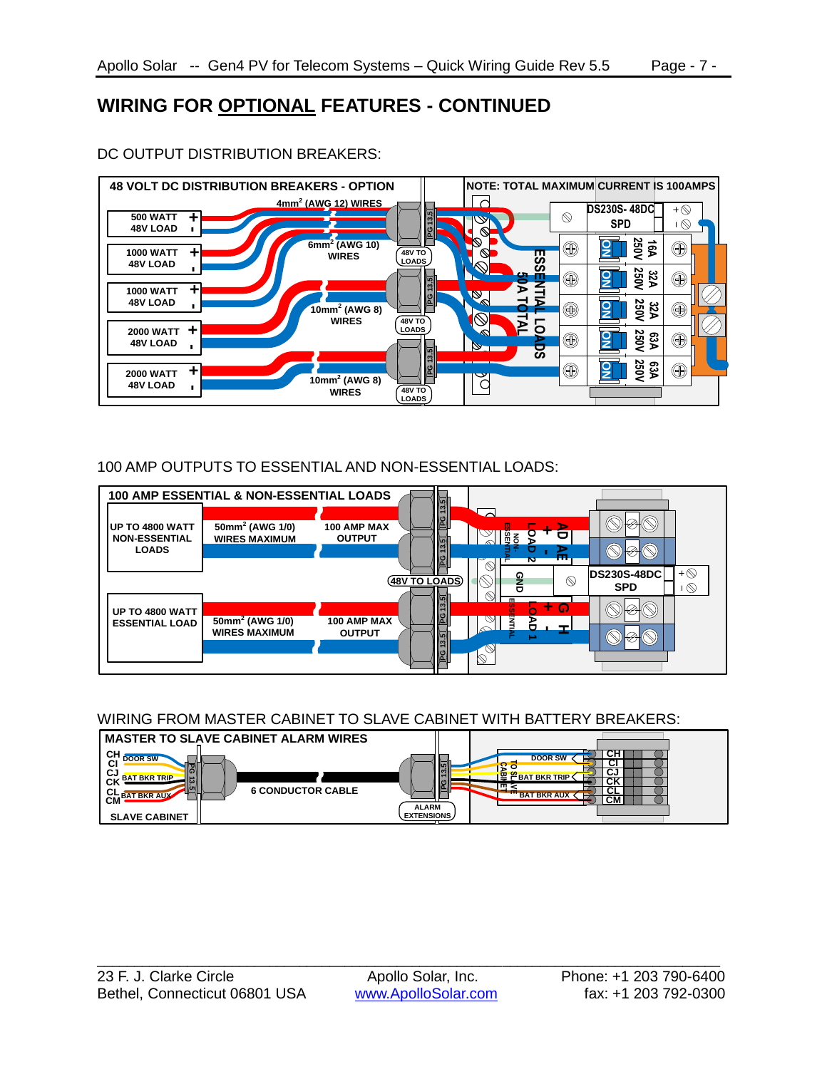# WIRING FOR OPTIONAL FEATURES - CONTINUED

DC OUTPUT DISTRIBUTION BREAKERS:

48 VOLT DC DISTRIBUTION BREAKERS - OPTION

NOTE: TOTAL MAXIMUM CURRENT IS 100AMPS

$4mm^2$ (AWG 12) WIRES

$6mm^2$ (AWG 10) WIRES

$10mm^2$ (AWG 8) WIRES

$10mm^2$ (AWG 8) WIRES

500 WATT 48V LOAD

1000 WATT 48V LOAD

1000 WATT 48V LOAD

2000 WATT 48V LOAD

2000 WATT 48V LOAD

48V TO LOADS

PG 13.5

ESSENTIAL LOADS 50A TOTAL

DS230S- 48DC SPD

ON 16A 250V

ON 32A 250V

ON 32A 250V

ON 63A 250V

ON 63A 250V

100 AMP OUTPUTS TO ESSENTIAL AND NON-ESSENTIAL LOADS:

100 AMP ESSENTIAL & NON-ESSENTIAL LOADS

UP TO 4800 WATT NON-ESSENTIAL LOADS

UP TO 4800 WATT ESSENTIAL LOAD

$50mm^2$ (AWG 1/0) WIRES MAXIMUM

100 AMP MAX OUTPUT

48V TO LOADS

NON-ESSENTIAL LOAD 2

ESSENTIAL LOAD 1

AD AE

G H

GND

DS230S-48DC SPD

WIRING FROM MASTER CABINET TO SLAVE CABINET WITH BATTERY BREAKERS:

MASTER TO SLAVE CABINET ALARM WIRES

CH CI CJ CK CL CM

DOOR SW

BAT BKR TRIP

BAT BKR AUX

6 CONDUCTOR CABLE

SLAVE CABINET

ALARM EXTENSIONS

TO SLAVE CABINET

23 F. J. Clarke Circle
Bethel, Connecticut 06801 USA

Apollo Solar, Inc.
www.ApolloSolar.com

Phone: +1 203 790-6400
fax: +1 203 792-0300